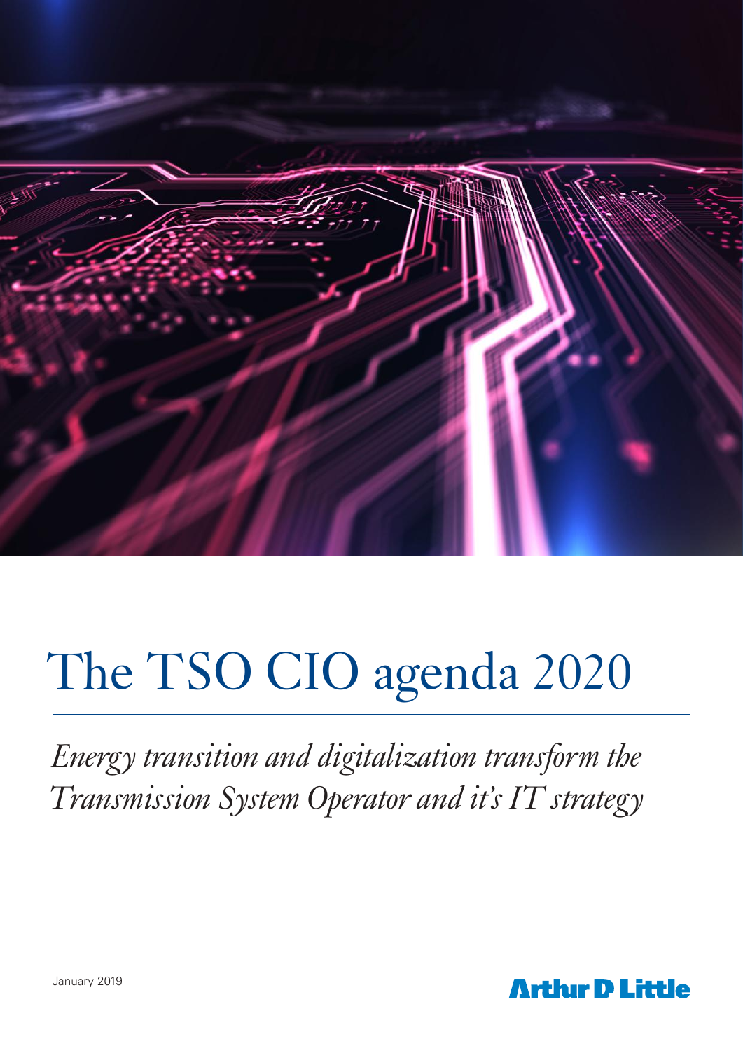# The TSO CIO agenda 2020

*Energy transition and digitalization transform the Transmission System Operator and it's IT strategy*

January 2019

Arthur D Little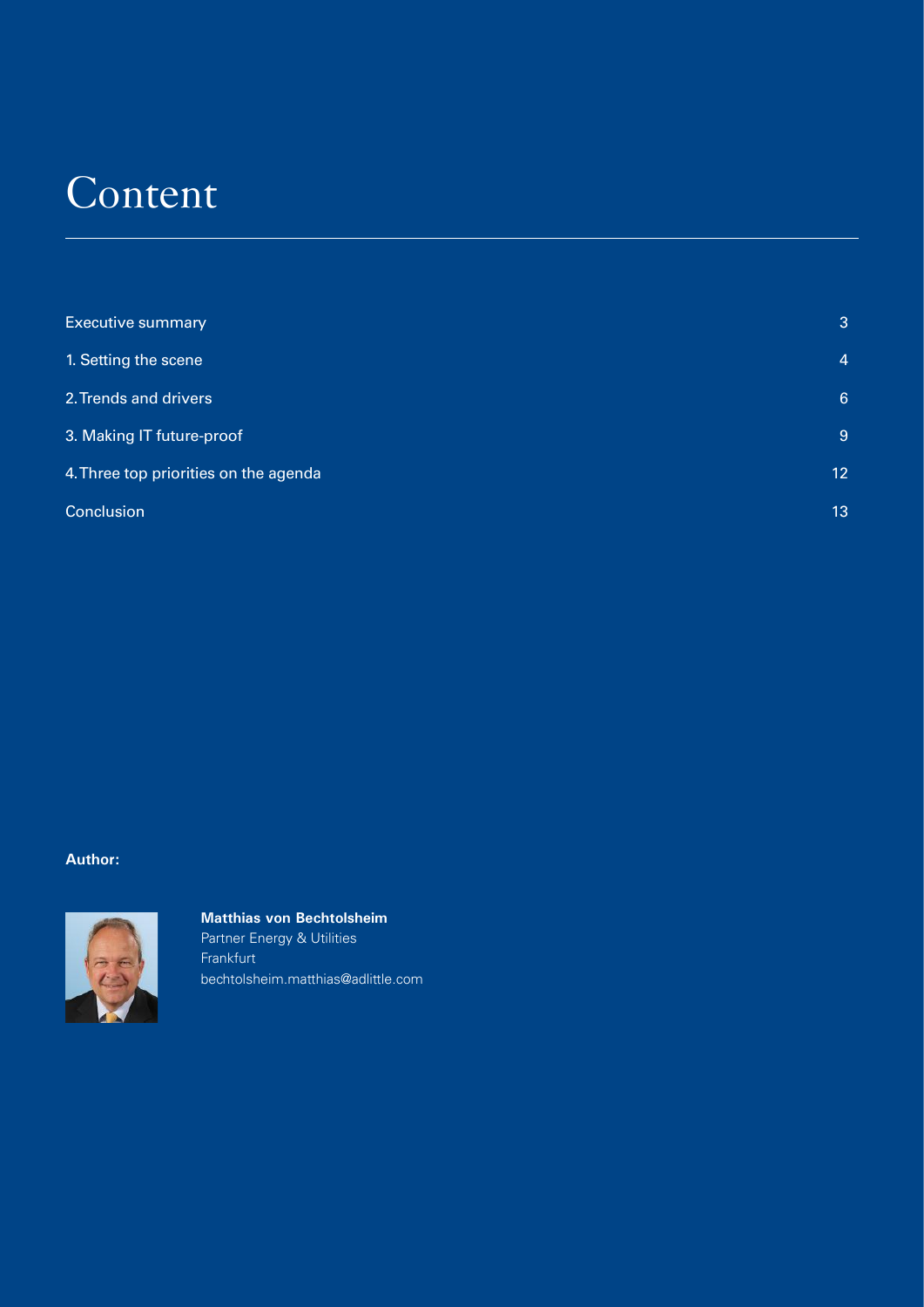# Content

| | |
|---|---|
| Executive summary | 3 |
| 1. Setting the scene | 4 |
| 2. Trends and drivers | 6 |
| 3. Making IT future-proof | 9 |
| 4. Three top priorities on the agenda | 12 |
| Conclusion | 13 |

**Author:**

**Matthias von Bechtolsheim**
Partner Energy & Utilities
Frankfurt
bechtolsheim.matthias@adlittle.com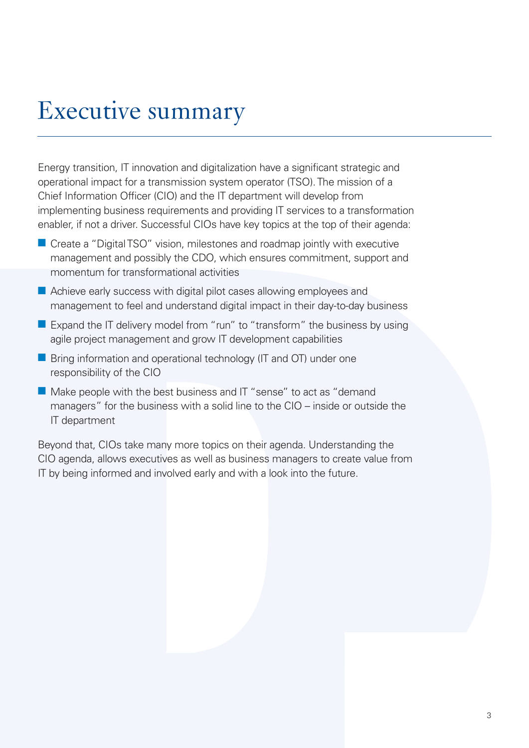# Executive summary

Energy transition, IT innovation and digitalization have a significant strategic and operational impact for a transmission system operator (TSO). The mission of a Chief Information Officer (CIO) and the IT department will develop from implementing business requirements and providing IT services to a transformation enabler, if not a driver. Successful CIOs have key topics at the top of their agenda:

- Create a "Digital TSO" vision, milestones and roadmap jointly with executive management and possibly the CDO, which ensures commitment, support and momentum for transformational activities
- Achieve early success with digital pilot cases allowing employees and management to feel and understand digital impact in their day-to-day business
- Expand the IT delivery model from "run" to "transform" the business by using agile project management and grow IT development capabilities
- Bring information and operational technology (IT and OT) under one responsibility of the CIO
- Make people with the best business and IT "sense" to act as "demand managers" for the business with a solid line to the CIO – inside or outside the IT department

Beyond that, CIOs take many more topics on their agenda. Understanding the CIO agenda, allows executives as well as business managers to create value from IT by being informed and involved early and with a look into the future.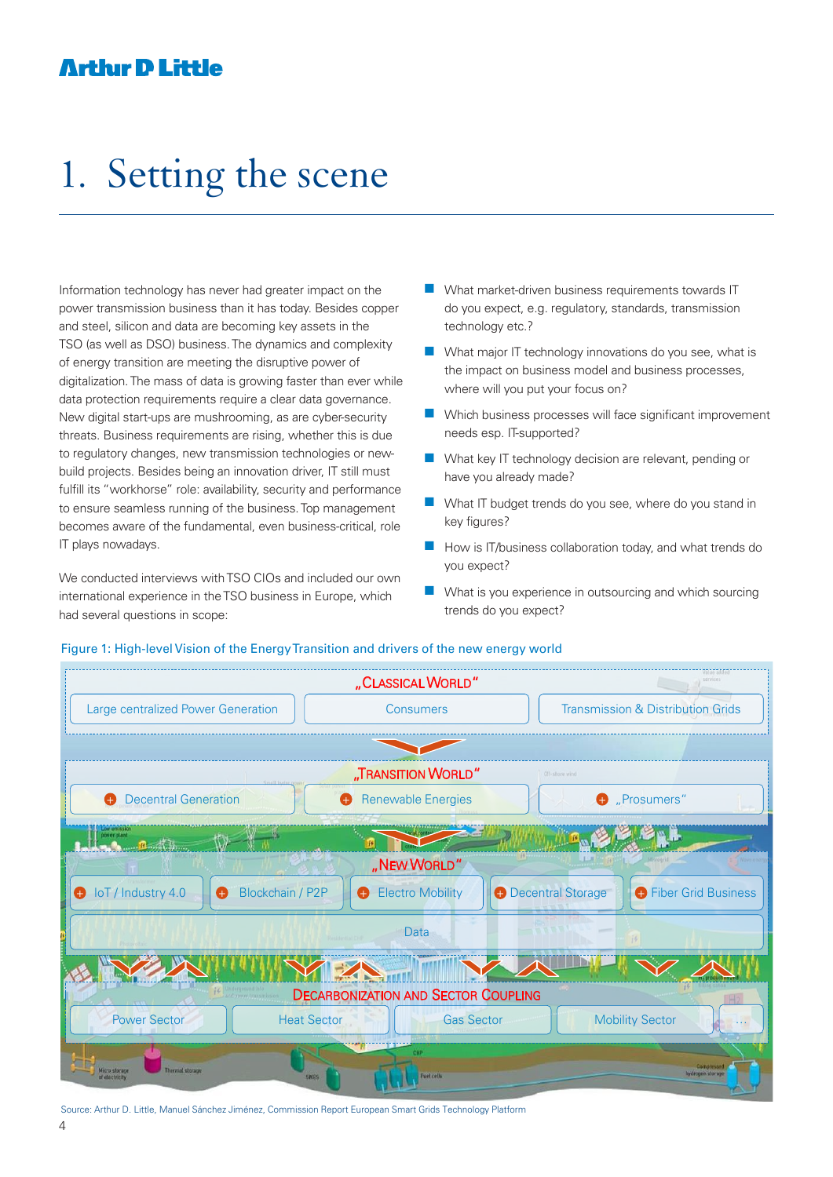# 1. Setting the scene

Information technology has never had greater impact on the power transmission business than it has today. Besides copper and steel, silicon and data are becoming key assets in the TSO (as well as DSO) business. The dynamics and complexity of energy transition are meeting the disruptive power of digitalization. The mass of data is growing faster than ever while data protection requirements require a clear data governance. New digital start-ups are mushrooming, as are cyber-security threats. Business requirements are rising, whether this is due to regulatory changes, new transmission technologies or new-build projects. Besides being an innovation driver, IT still must fulfill its "workhorse" role: availability, security and performance to ensure seamless running of the business. Top management becomes aware of the fundamental, even business-critical, role IT plays nowadays.

We conducted interviews with TSO CIOs and included our own international experience in the TSO business in Europe, which had several questions in scope:

- What market-driven business requirements towards IT do you expect, e.g. regulatory, standards, transmission technology etc.?
- What major IT technology innovations do you see, what is the impact on business model and business processes, where will you put your focus on?
- Which business processes will face significant improvement needs esp. IT-supported?
- What key IT technology decision are relevant, pending or have you already made?
- What IT budget trends do you see, where do you stand in key figures?
- How is IT/business collaboration today, and what trends do you expect?
- What is you experience in outsourcing and which sourcing trends do you expect?

Figure 1: High-level Vision of the Energy Transition and drivers of the new energy world

„Classical World"
- Large centralized Power Generation
- Consumers
- Transmission & Distribution Grids

„Transition World"
- Decentral Generation
- Renewable Energies
- „Prosumers"

„New World"
- IoT / Industry 4.0
- Blockchain / P2P
- Electro Mobility
- Decentral Storage
- Fiber Grid Business
- Data

Decarbonization and Sector Coupling
- Power Sector
- Heat Sector
- Gas Sector
- Mobility Sector
- ...

Source: Arthur D. Little, Manuel Sánchez Jiménez, Commission Report European Smart Grids Technology Platform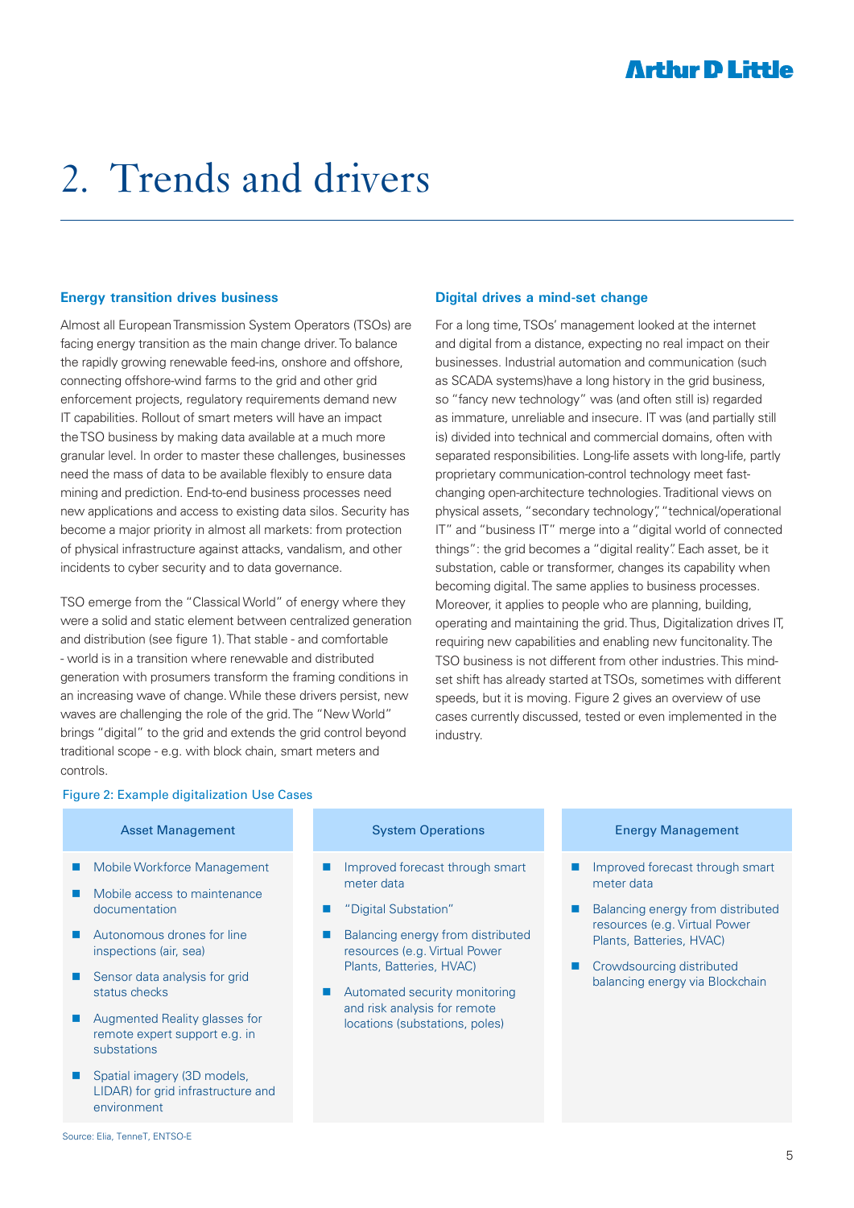# 2. Trends and drivers

### Energy transition drives business

Almost all European Transmission System Operators (TSOs) are facing energy transition as the main change driver. To balance the rapidly growing renewable feed-ins, onshore and offshore, connecting offshore-wind farms to the grid and other grid enforcement projects, regulatory requirements demand new IT capabilities. Rollout of smart meters will have an impact the TSO business by making data available at a much more granular level. In order to master these challenges, businesses need the mass of data to be available flexibly to ensure data mining and prediction. End-to-end business processes need new applications and access to existing data silos. Security has become a major priority in almost all markets: from protection of physical infrastructure against attacks, vandalism, and other incidents to cyber security and to data governance.

TSO emerge from the "Classical World" of energy where they were a solid and static element between centralized generation and distribution (see figure 1). That stable - and comfortable - world is in a transition where renewable and distributed generation with prosumers transform the framing conditions in an increasing wave of change. While these drivers persist, new waves are challenging the role of the grid. The "New World" brings "digital" to the grid and extends the grid control beyond traditional scope - e.g. with block chain, smart meters and controls.

### Digital drives a mind-set change

For a long time, TSOs' management looked at the internet and digital from a distance, expecting no real impact on their businesses. Industrial automation and communication (such as SCADA systems)have a long history in the grid business, so "fancy new technology" was (and often still is) regarded as immature, unreliable and insecure. IT was (and partially still is) divided into technical and commercial domains, often with separated responsibilities. Long-life assets with long-life, partly proprietary communication-control technology meet fast-changing open-architecture technologies. Traditional views on physical assets, "secondary technology", "technical/operational IT" and "business IT" merge into a "digital world of connected things": the grid becomes a "digital reality". Each asset, be it substation, cable or transformer, changes its capability when becoming digital. The same applies to business processes. Moreover, it applies to people who are planning, building, operating and maintaining the grid. Thus, Digitalization drives IT, requiring new capabilities and enabling new funcitonality. The TSO business is not different from other industries. This mind-set shift has already started at TSOs, sometimes with different speeds, but it is moving. Figure 2 gives an overview of use cases currently discussed, tested or even implemented in the industry.

Figure 2: Example digitalization Use Cases

| Asset Management | System Operations | Energy Management |
|---|---|---|
| Mobile Workforce Management | Improved forecast through smart meter data | Improved forecast through smart meter data |
| Mobile access to maintenance documentation | "Digital Substation" | Balancing energy from distributed resources (e.g. Virtual Power Plants, Batteries, HVAC) |
| Autonomous drones for line inspections (air, sea) | Balancing energy from distributed resources (e.g. Virtual Power Plants, Batteries, HVAC) | Crowdsourcing distributed balancing energy via Blockchain |
| Sensor data analysis for grid status checks | Automated security monitoring and risk analysis for remote locations (substations, poles) | |
| Augmented Reality glasses for remote expert support e.g. in substations | | |
| Spatial imagery (3D models, LIDAR) for grid infrastructure and environment | | |

Source: Elia, TenneT, ENTSO-E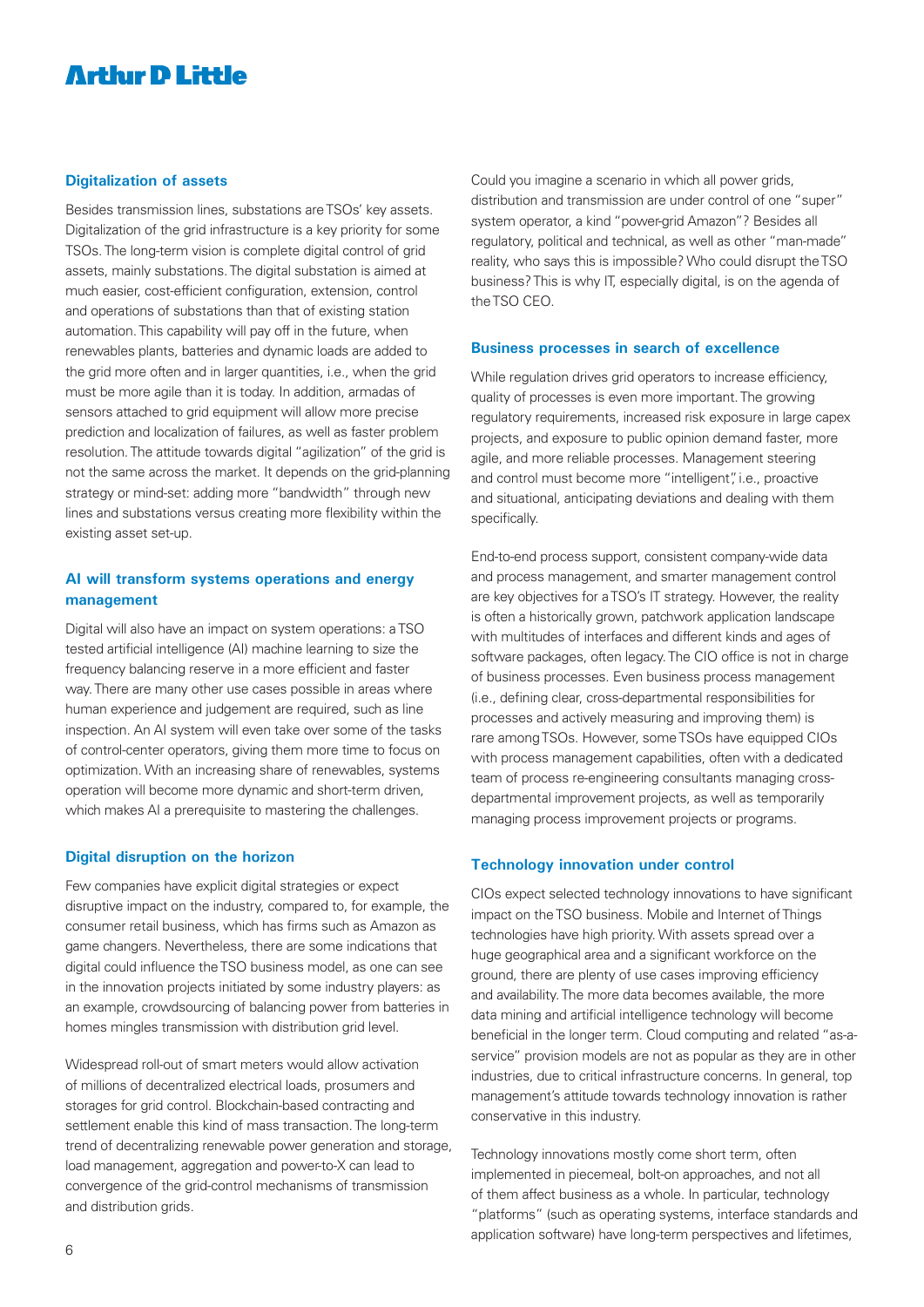## Digitalization of assets

Besides transmission lines, substations are TSOs' key assets. Digitalization of the grid infrastructure is a key priority for some TSOs. The long-term vision is complete digital control of grid assets, mainly substations. The digital substation is aimed at much easier, cost-efficient configuration, extension, control and operations of substations than that of existing station automation. This capability will pay off in the future, when renewables plants, batteries and dynamic loads are added to the grid more often and in larger quantities, i.e., when the grid must be more agile than it is today. In addition, armadas of sensors attached to grid equipment will allow more precise prediction and localization of failures, as well as faster problem resolution. The attitude towards digital "agilization" of the grid is not the same across the market. It depends on the grid-planning strategy or mind-set: adding more "bandwidth" through new lines and substations versus creating more flexibility within the existing asset set-up.

## AI will transform systems operations and energy management

Digital will also have an impact on system operations: a TSO tested artificial intelligence (AI) machine learning to size the frequency balancing reserve in a more efficient and faster way. There are many other use cases possible in areas where human experience and judgement are required, such as line inspection. An AI system will even take over some of the tasks of control-center operators, giving them more time to focus on optimization. With an increasing share of renewables, systems operation will become more dynamic and short-term driven, which makes AI a prerequisite to mastering the challenges.

## Digital disruption on the horizon

Few companies have explicit digital strategies or expect disruptive impact on the industry, compared to, for example, the consumer retail business, which has firms such as Amazon as game changers. Nevertheless, there are some indications that digital could influence the TSO business model, as one can see in the innovation projects initiated by some industry players: as an example, crowdsourcing of balancing power from batteries in homes mingles transmission with distribution grid level.

Widespread roll-out of smart meters would allow activation of millions of decentralized electrical loads, prosumers and storages for grid control. Blockchain-based contracting and settlement enable this kind of mass transaction. The long-term trend of decentralizing renewable power generation and storage, load management, aggregation and power-to-X can lead to convergence of the grid-control mechanisms of transmission and distribution grids.

Could you imagine a scenario in which all power grids, distribution and transmission are under control of one "super" system operator, a kind "power-grid Amazon"? Besides all regulatory, political and technical, as well as other "man-made" reality, who says this is impossible? Who could disrupt the TSO business? This is why IT, especially digital, is on the agenda of the TSO CEO.

## Business processes in search of excellence

While regulation drives grid operators to increase efficiency, quality of processes is even more important. The growing regulatory requirements, increased risk exposure in large capex projects, and exposure to public opinion demand faster, more agile, and more reliable processes. Management steering and control must become more "intelligent", i.e., proactive and situational, anticipating deviations and dealing with them specifically.

End-to-end process support, consistent company-wide data and process management, and smarter management control are key objectives for a TSO's IT strategy. However, the reality is often a historically grown, patchwork application landscape with multitudes of interfaces and different kinds and ages of software packages, often legacy. The CIO office is not in charge of business processes. Even business process management (i.e., defining clear, cross-departmental responsibilities for processes and actively measuring and improving them) is rare among TSOs. However, some TSOs have equipped CIOs with process management capabilities, often with a dedicated team of process re-engineering consultants managing cross-departmental improvement projects, as well as temporarily managing process improvement projects or programs.

## Technology innovation under control

CIOs expect selected technology innovations to have significant impact on the TSO business. Mobile and Internet of Things technologies have high priority. With assets spread over a huge geographical area and a significant workforce on the ground, there are plenty of use cases improving efficiency and availability. The more data becomes available, the more data mining and artificial intelligence technology will become beneficial in the longer term. Cloud computing and related "as-a-service" provision models are not as popular as they are in other industries, due to critical infrastructure concerns. In general, top management's attitude towards technology innovation is rather conservative in this industry.

Technology innovations mostly come short term, often implemented in piecemeal, bolt-on approaches, and not all of them affect business as a whole. In particular, technology "platforms" (such as operating systems, interface standards and application software) have long-term perspectives and lifetimes,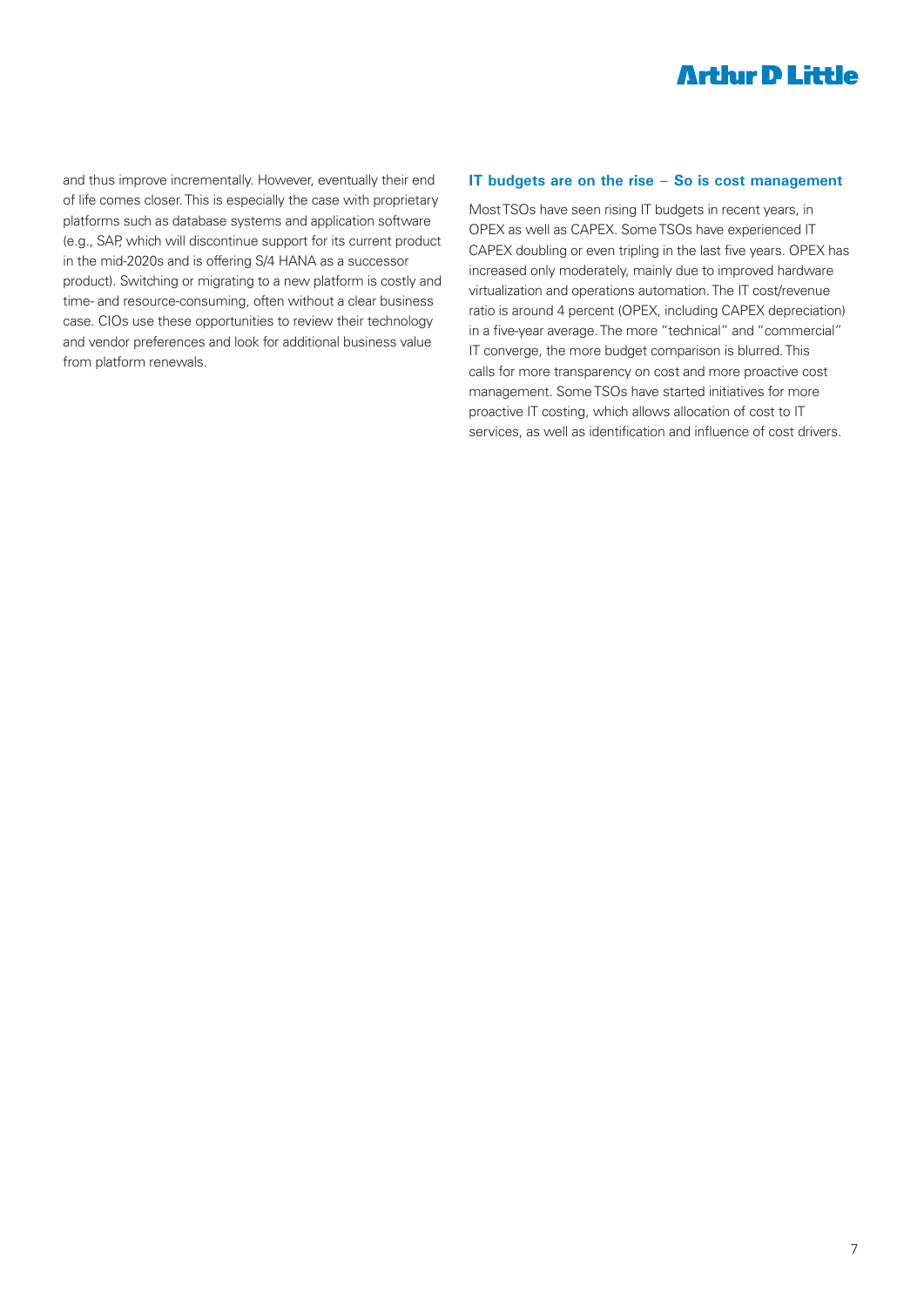and thus improve incrementally. However, eventually their end of life comes closer. This is especially the case with proprietary platforms such as database systems and application software (e.g., SAP, which will discontinue support for its current product in the mid-2020s and is offering S/4 HANA as a successor product). Switching or migrating to a new platform is costly and time- and resource-consuming, often without a clear business case. CIOs use these opportunities to review their technology and vendor preferences and look for additional business value from platform renewals.

### IT budgets are on the rise – So is cost management

Most TSOs have seen rising IT budgets in recent years, in OPEX as well as CAPEX. Some TSOs have experienced IT CAPEX doubling or even tripling in the last five years. OPEX has increased only moderately, mainly due to improved hardware virtualization and operations automation. The IT cost/revenue ratio is around 4 percent (OPEX, including CAPEX depreciation) in a five-year average. The more "technical" and "commercial" IT converge, the more budget comparison is blurred. This calls for more transparency on cost and more proactive cost management. Some TSOs have started initiatives for more proactive IT costing, which allows allocation of cost to IT services, as well as identification and influence of cost drivers.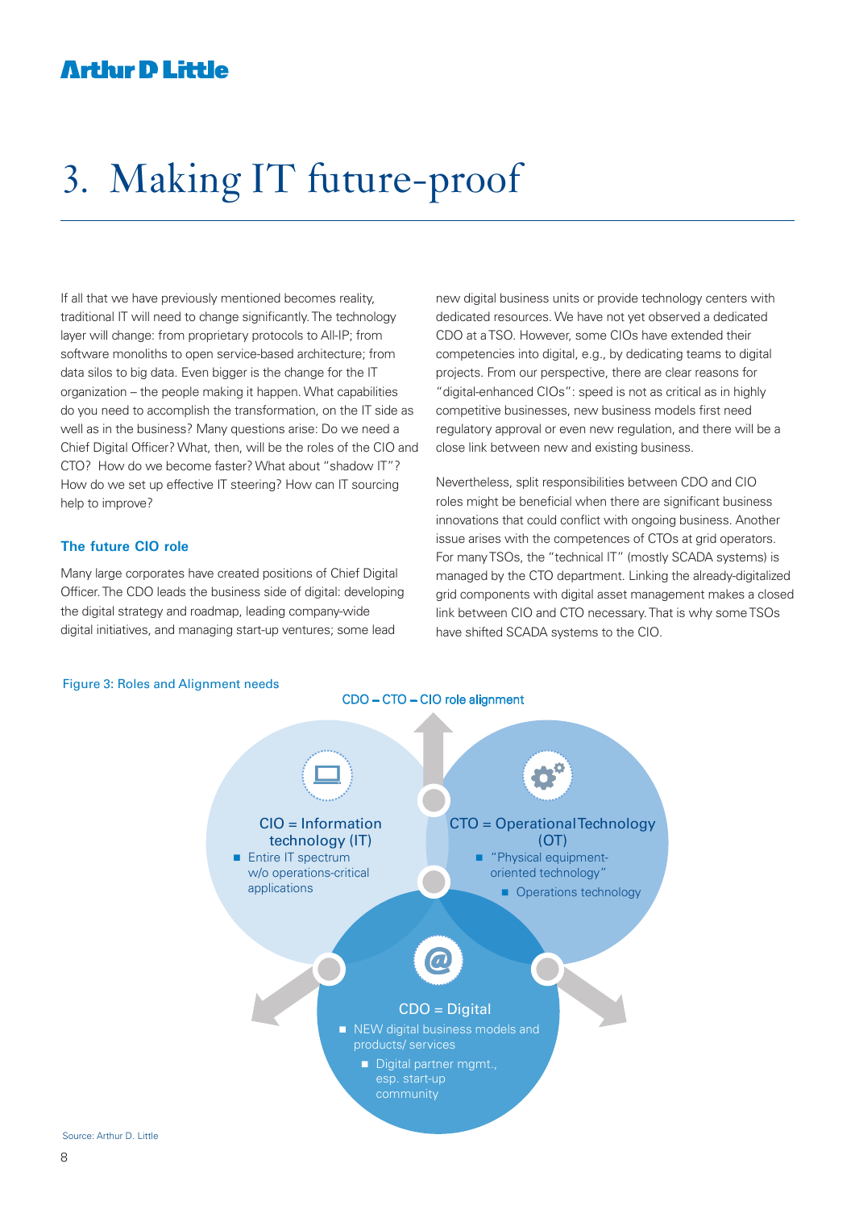# 3. Making IT future-proof

If all that we have previously mentioned becomes reality, traditional IT will need to change significantly. The technology layer will change: from proprietary protocols to All-IP; from software monoliths to open service-based architecture; from data silos to big data. Even bigger is the change for the IT organization – the people making it happen. What capabilities do you need to accomplish the transformation, on the IT side as well as in the business? Many questions arise: Do we need a Chief Digital Officer? What, then, will be the roles of the CIO and CTO? How do we become faster? What about "shadow IT"? How do we set up effective IT steering? How can IT sourcing help to improve?

### The future CIO role

Many large corporates have created positions of Chief Digital Officer. The CDO leads the business side of digital: developing the digital strategy and roadmap, leading company-wide digital initiatives, and managing start-up ventures; some lead new digital business units or provide technology centers with dedicated resources. We have not yet observed a dedicated CDO at a TSO. However, some CIOs have extended their competencies into digital, e.g., by dedicating teams to digital projects. From our perspective, there are clear reasons for "digital-enhanced CIOs": speed is not as critical as in highly competitive businesses, new business models first need regulatory approval or even new regulation, and there will be a close link between new and existing business.

Nevertheless, split responsibilities between CDO and CIO roles might be beneficial when there are significant business innovations that could conflict with ongoing business. Another issue arises with the competences of CTOs at grid operators. For many TSOs, the "technical IT" (mostly SCADA systems) is managed by the CTO department. Linking the already-digitalized grid components with digital asset management makes a closed link between CIO and CTO necessary. That is why some TSOs have shifted SCADA systems to the CIO.

Figure 3: Roles and Alignment needs

CDO – CTO – CIO role alignment

**CIO = Information technology (IT)**
- Entire IT spectrum w/o operations-critical applications

**CTO = Operational Technology (OT)**
- "Physical equipment-oriented technology"
- Operations technology

**CDO = Digital**
- NEW digital business models and products/ services
- Digital partner mgmt., esp. start-up community

Source: Arthur D. Little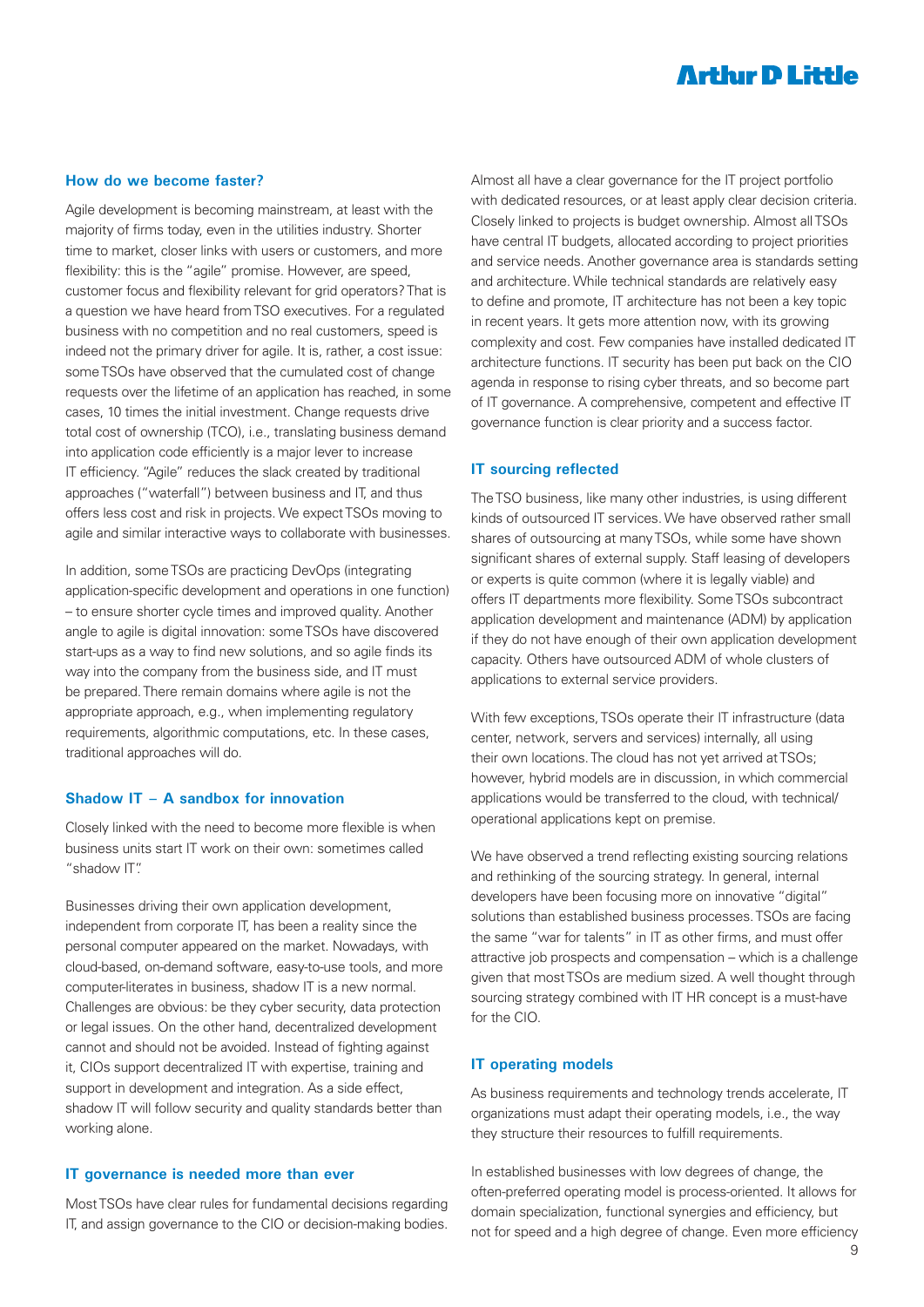### How do we become faster?

Agile development is becoming mainstream, at least with the majority of firms today, even in the utilities industry. Shorter time to market, closer links with users or customers, and more flexibility: this is the "agile" promise. However, are speed, customer focus and flexibility relevant for grid operators? That is a question we have heard from TSO executives. For a regulated business with no competition and no real customers, speed is indeed not the primary driver for agile. It is, rather, a cost issue: some TSOs have observed that the cumulated cost of change requests over the lifetime of an application has reached, in some cases, 10 times the initial investment. Change requests drive total cost of ownership (TCO), i.e., translating business demand into application code efficiently is a major lever to increase IT efficiency. "Agile" reduces the slack created by traditional approaches ("waterfall") between business and IT, and thus offers less cost and risk in projects. We expect TSOs moving to agile and similar interactive ways to collaborate with businesses.

In addition, some TSOs are practicing DevOps (integrating application-specific development and operations in one function) – to ensure shorter cycle times and improved quality. Another angle to agile is digital innovation: some TSOs have discovered start-ups as a way to find new solutions, and so agile finds its way into the company from the business side, and IT must be prepared. There remain domains where agile is not the appropriate approach, e.g., when implementing regulatory requirements, algorithmic computations, etc. In these cases, traditional approaches will do.

### Shadow IT – A sandbox for innovation

Closely linked with the need to become more flexible is when business units start IT work on their own: sometimes called "shadow IT".

Businesses driving their own application development, independent from corporate IT, has been a reality since the personal computer appeared on the market. Nowadays, with cloud-based, on-demand software, easy-to-use tools, and more computer-literates in business, shadow IT is a new normal. Challenges are obvious: be they cyber security, data protection or legal issues. On the other hand, decentralized development cannot and should not be avoided. Instead of fighting against it, CIOs support decentralized IT with expertise, training and support in development and integration. As a side effect, shadow IT will follow security and quality standards better than working alone.

### IT governance is needed more than ever

Most TSOs have clear rules for fundamental decisions regarding IT, and assign governance to the CIO or decision-making bodies. Almost all have a clear governance for the IT project portfolio with dedicated resources, or at least apply clear decision criteria. Closely linked to projects is budget ownership. Almost all TSOs have central IT budgets, allocated according to project priorities and service needs. Another governance area is standards setting and architecture. While technical standards are relatively easy to define and promote, IT architecture has not been a key topic in recent years. It gets more attention now, with its growing complexity and cost. Few companies have installed dedicated IT architecture functions. IT security has been put back on the CIO agenda in response to rising cyber threats, and so become part of IT governance. A comprehensive, competent and effective IT governance function is clear priority and a success factor.

### IT sourcing reflected

The TSO business, like many other industries, is using different kinds of outsourced IT services. We have observed rather small shares of outsourcing at many TSOs, while some have shown significant shares of external supply. Staff leasing of developers or experts is quite common (where it is legally viable) and offers IT departments more flexibility. Some TSOs subcontract application development and maintenance (ADM) by application if they do not have enough of their own application development capacity. Others have outsourced ADM of whole clusters of applications to external service providers.

With few exceptions, TSOs operate their IT infrastructure (data center, network, servers and services) internally, all using their own locations. The cloud has not yet arrived at TSOs; however, hybrid models are in discussion, in which commercial applications would be transferred to the cloud, with technical/operational applications kept on premise.

We have observed a trend reflecting existing sourcing relations and rethinking of the sourcing strategy. In general, internal developers have been focusing more on innovative "digital" solutions than established business processes. TSOs are facing the same "war for talents" in IT as other firms, and must offer attractive job prospects and compensation – which is a challenge given that most TSOs are medium sized. A well thought through sourcing strategy combined with IT HR concept is a must-have for the CIO.

### IT operating models

As business requirements and technology trends accelerate, IT organizations must adapt their operating models, i.e., the way they structure their resources to fulfill requirements.

In established businesses with low degrees of change, the often-preferred operating model is process-oriented. It allows for domain specialization, functional synergies and efficiency, but not for speed and a high degree of change. Even more efficiency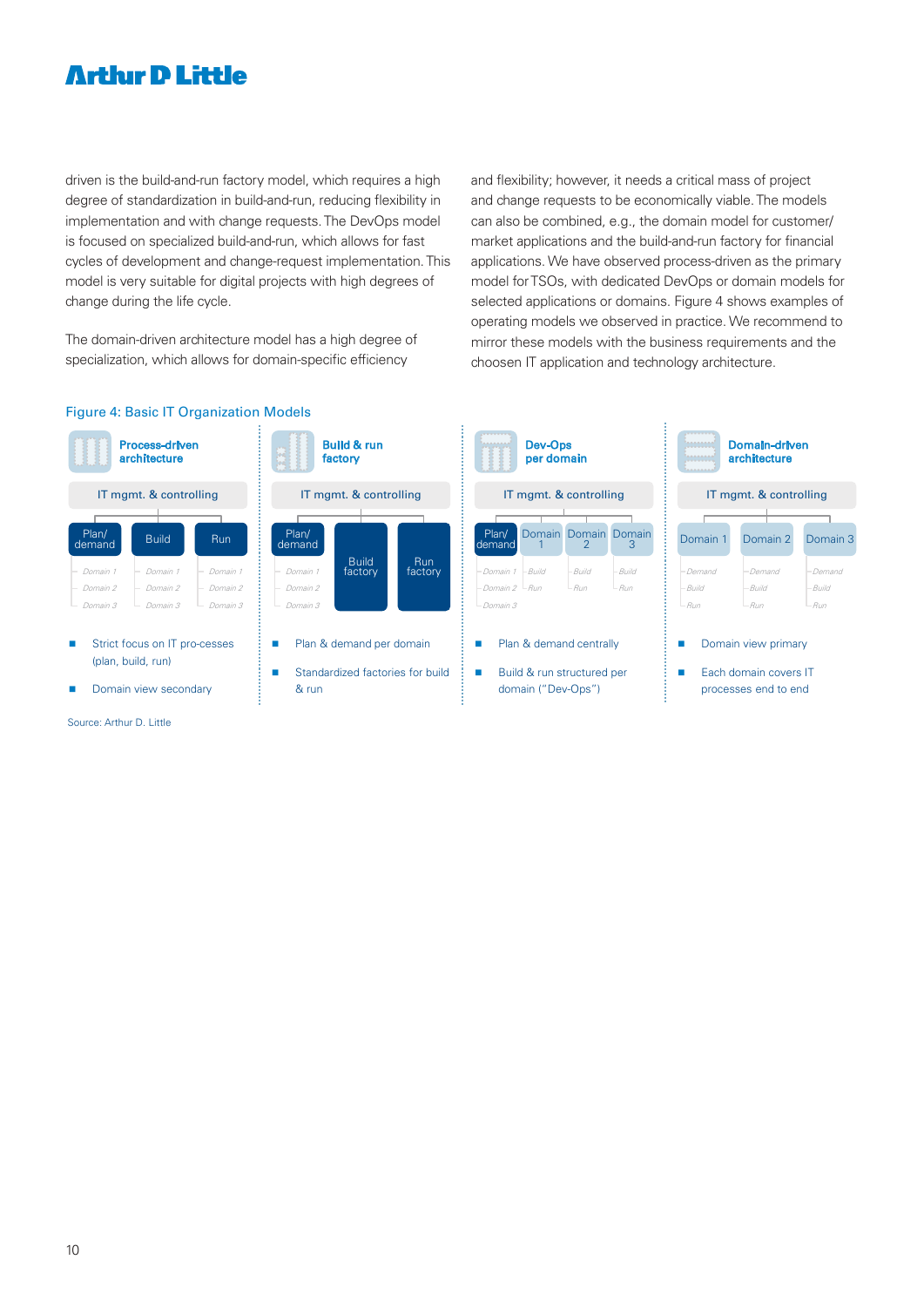driven is the build-and-run factory model, which requires a high degree of standardization in build-and-run, reducing flexibility in implementation and with change requests. The DevOps model is focused on specialized build-and-run, which allows for fast cycles of development and change-request implementation. This model is very suitable for digital projects with high degrees of change during the life cycle.

The domain-driven architecture model has a high degree of specialization, which allows for domain-specific efficiency and flexibility; however, it needs a critical mass of project and change requests to be economically viable. The models can also be combined, e.g., the domain model for customer/market applications and the build-and-run factory for financial applications. We have observed process-driven as the primary model for TSOs, with dedicated DevOps or domain models for selected applications or domains. Figure 4 shows examples of operating models we observed in practice. We recommend to mirror these models with the business requirements and the choosen IT application and technology architecture.

Figure 4: Basic IT Organization Models

**Process-driven architecture**

IT mgmt. & controlling

- Plan/demand: Domain 1, Domain 2, Domain 3
- Build: Domain 1, Domain 2, Domain 3
- Run: Domain 1, Domain 2, Domain 3

- Strict focus on IT pro-cesses (plan, build, run)
- Domain view secondary

**Build & run factory**

IT mgmt. & controlling

- Plan/demand: Domain 1, Domain 2, Domain 3
- Build factory
- Run factory

- Plan & demand per domain
- Standardized factories for build & run

**Dev-Ops per domain**

IT mgmt. & controlling

- Plan/demand: Domain 1, Domain 2, Domain 3
- Domain 1: Build, Run
- Domain 2: Build, Run
- Domain 3: Build, Run

- Plan & demand centrally
- Build & run structured per domain ("Dev-Ops")

**Domain-driven architecture**

IT mgmt. & controlling

- Domain 1: Demand, Build, Run
- Domain 2: Demand, Build, Run
- Domain 3: Demand, Build, Run

- Domain view primary
- Each domain covers IT processes end to end

Source: Arthur D. Little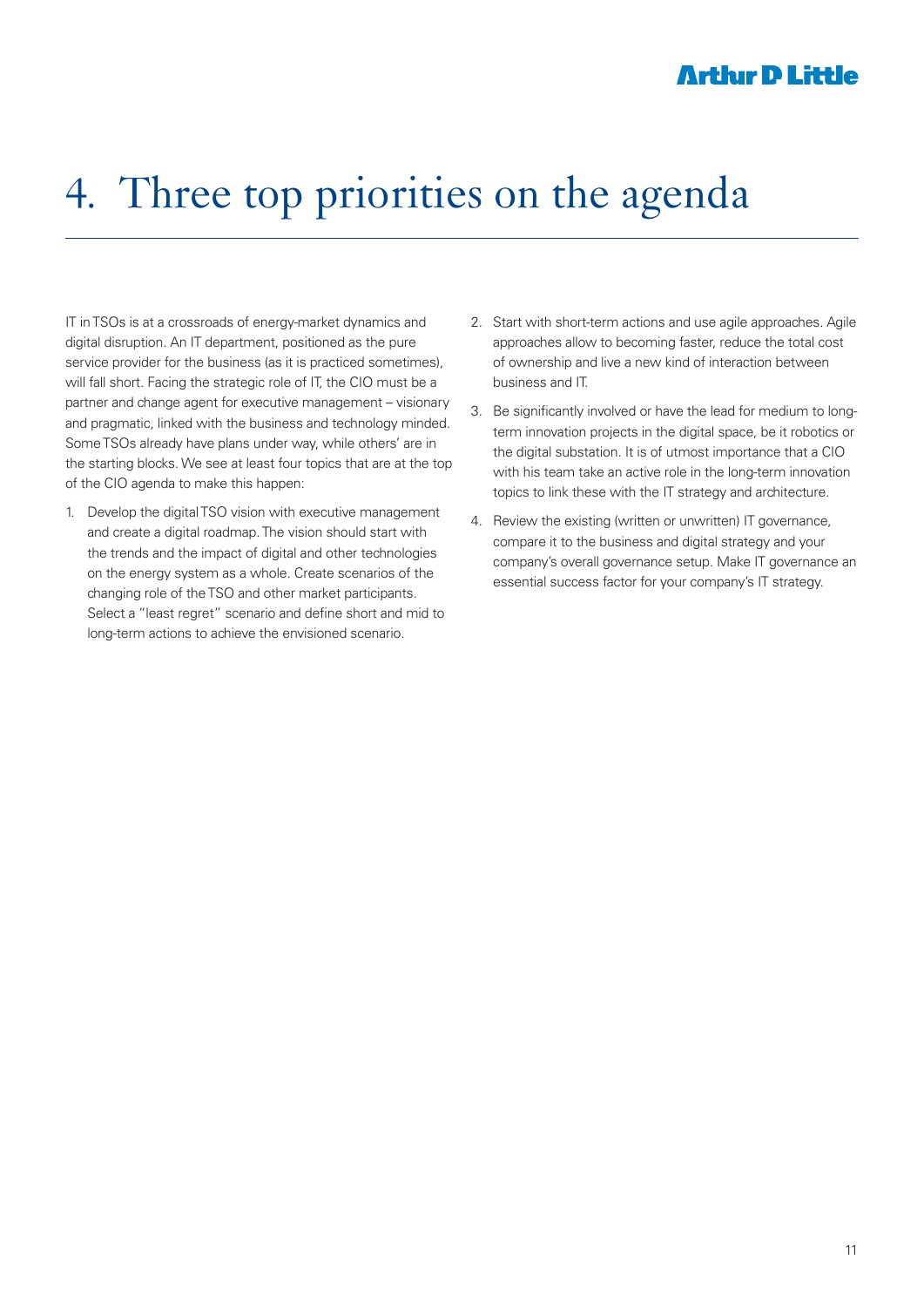# 4. Three top priorities on the agenda

IT in TSOs is at a crossroads of energy-market dynamics and digital disruption. An IT department, positioned as the pure service provider for the business (as it is practiced sometimes), will fall short. Facing the strategic role of IT, the CIO must be a partner and change agent for executive management – visionary and pragmatic, linked with the business and technology minded. Some TSOs already have plans under way, while others' are in the starting blocks. We see at least four topics that are at the top of the CIO agenda to make this happen:

1. Develop the digital TSO vision with executive management and create a digital roadmap. The vision should start with the trends and the impact of digital and other technologies on the energy system as a whole. Create scenarios of the changing role of the TSO and other market participants. Select a "least regret" scenario and define short and mid to long-term actions to achieve the envisioned scenario.
2. Start with short-term actions and use agile approaches. Agile approaches allow to becoming faster, reduce the total cost of ownership and live a new kind of interaction between business and IT.
3. Be significantly involved or have the lead for medium to long-term innovation projects in the digital space, be it robotics or the digital substation. It is of utmost importance that a CIO with his team take an active role in the long-term innovation topics to link these with the IT strategy and architecture.
4. Review the existing (written or unwritten) IT governance, compare it to the business and digital strategy and your company's overall governance setup. Make IT governance an essential success factor for your company's IT strategy.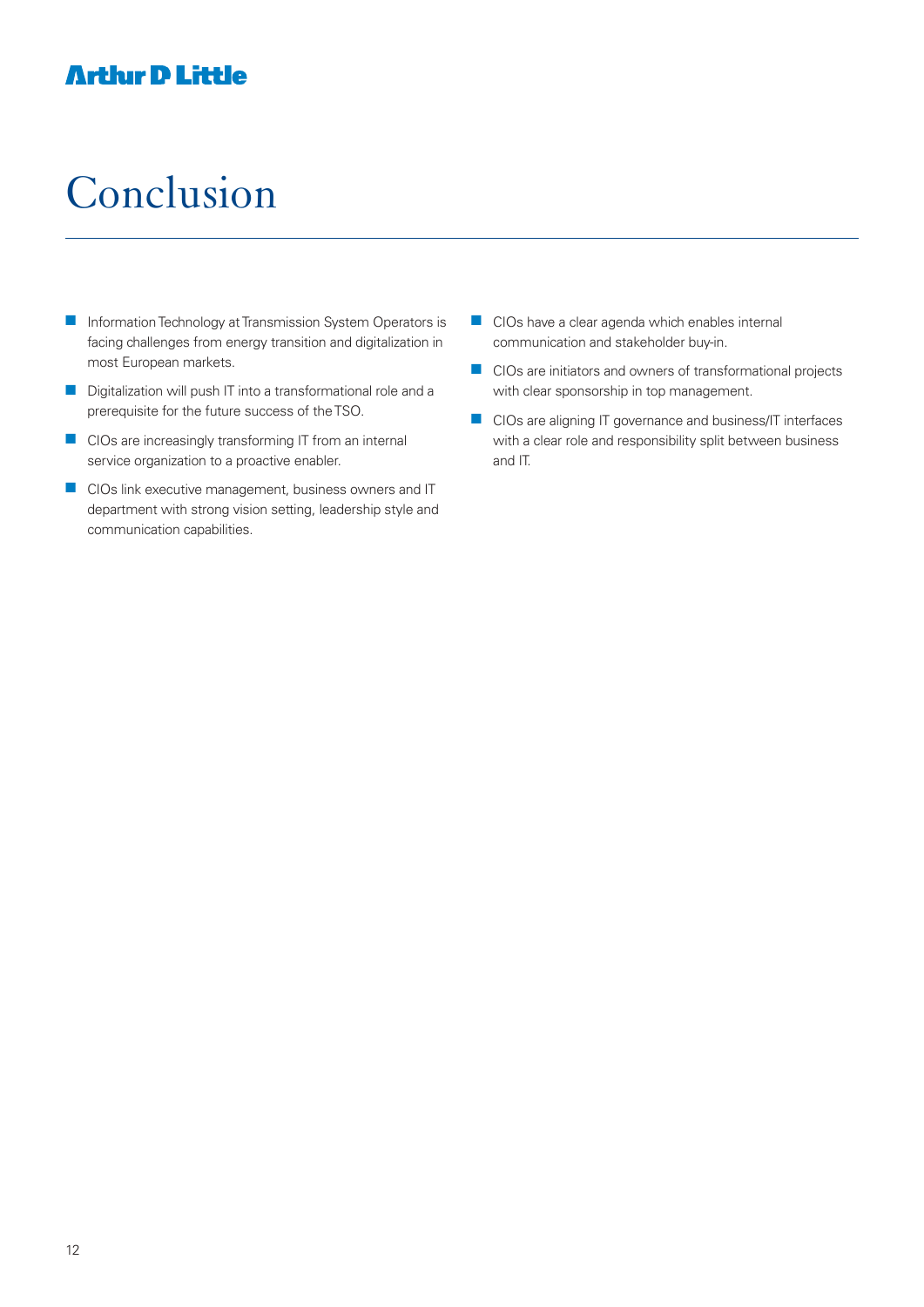# Conclusion

- Information Technology at Transmission System Operators is facing challenges from energy transition and digitalization in most European markets.
- Digitalization will push IT into a transformational role and a prerequisite for the future success of the TSO.
- CIOs are increasingly transforming IT from an internal service organization to a proactive enabler.
- CIOs link executive management, business owners and IT department with strong vision setting, leadership style and communication capabilities.
- CIOs have a clear agenda which enables internal communication and stakeholder buy-in.
- CIOs are initiators and owners of transformational projects with clear sponsorship in top management.
- CIOs are aligning IT governance and business/IT interfaces with a clear role and responsibility split between business and IT.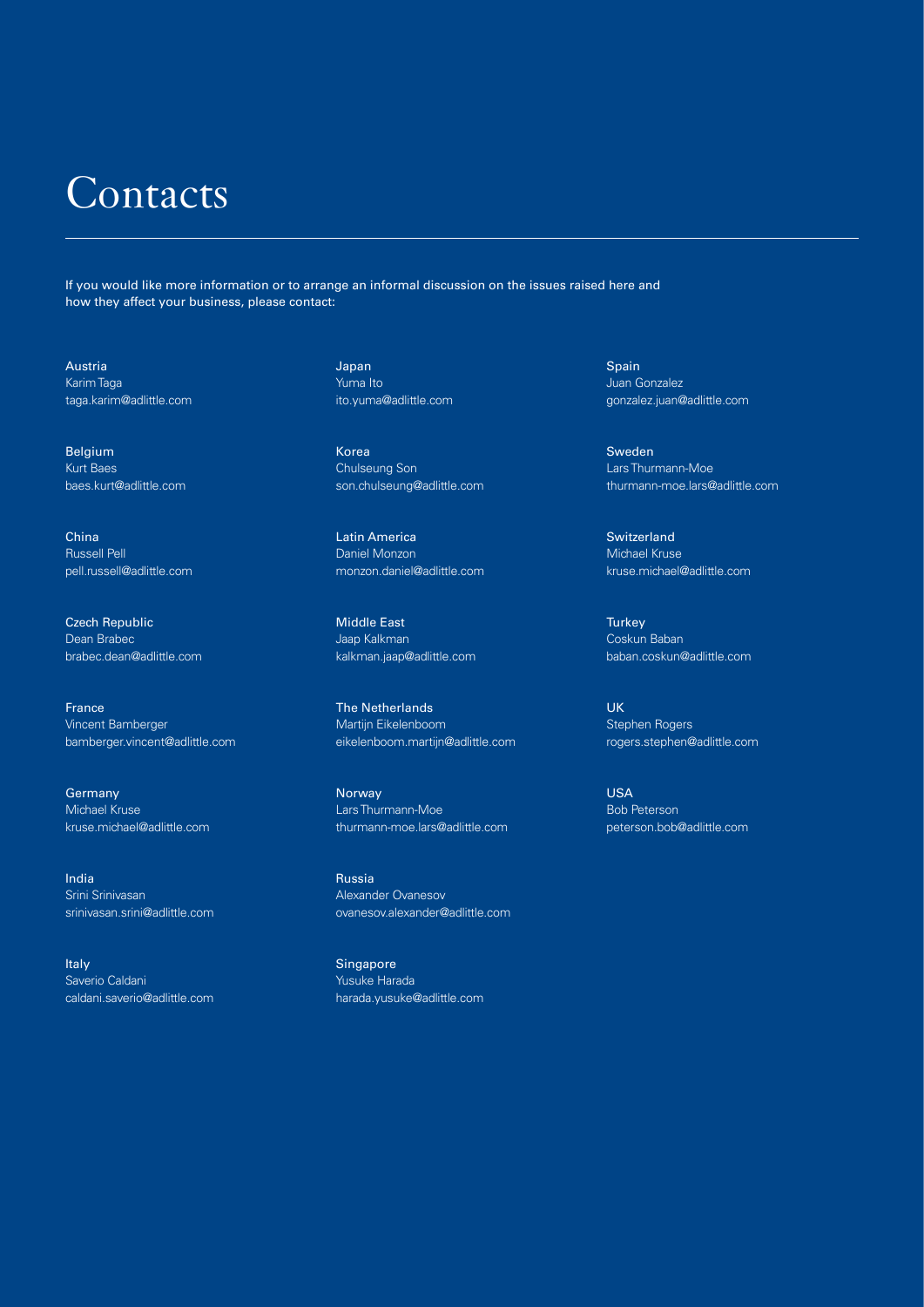# Contacts

If you would like more information or to arrange an informal discussion on the issues raised here and how they affect your business, please contact:

**Austria**
Karim Taga
taga.karim@adlittle.com

**Belgium**
Kurt Baes
baes.kurt@adlittle.com

**China**
Russell Pell
pell.russell@adlittle.com

**Czech Republic**
Dean Brabec
brabec.dean@adlittle.com

**France**
Vincent Bamberger
bamberger.vincent@adlittle.com

**Germany**
Michael Kruse
kruse.michael@adlittle.com

**India**
Srini Srinivasan
srinivasan.srini@adlittle.com

**Italy**
Saverio Caldani
caldani.saverio@adlittle.com

**Japan**
Yuma Ito
ito.yuma@adlittle.com

**Korea**
Chulseung Son
son.chulseung@adlittle.com

**Latin America**
Daniel Monzon
monzon.daniel@adlittle.com

**Middle East**
Jaap Kalkman
kalkman.jaap@adlittle.com

**The Netherlands**
Martijn Eikelenboom
eikelenboom.martijn@adlittle.com

**Norway**
Lars Thurmann-Moe
thurmann-moe.lars@adlittle.com

**Russia**
Alexander Ovanesov
ovanesov.alexander@adlittle.com

**Singapore**
Yusuke Harada
harada.yusuke@adlittle.com

**Spain**
Juan Gonzalez
gonzalez.juan@adlittle.com

**Sweden**
Lars Thurmann-Moe
thurmann-moe.lars@adlittle.com

**Switzerland**
Michael Kruse
kruse.michael@adlittle.com

**Turkey**
Coskun Baban
baban.coskun@adlittle.com

**UK**
Stephen Rogers
rogers.stephen@adlittle.com

**USA**
Bob Peterson
peterson.bob@adlittle.com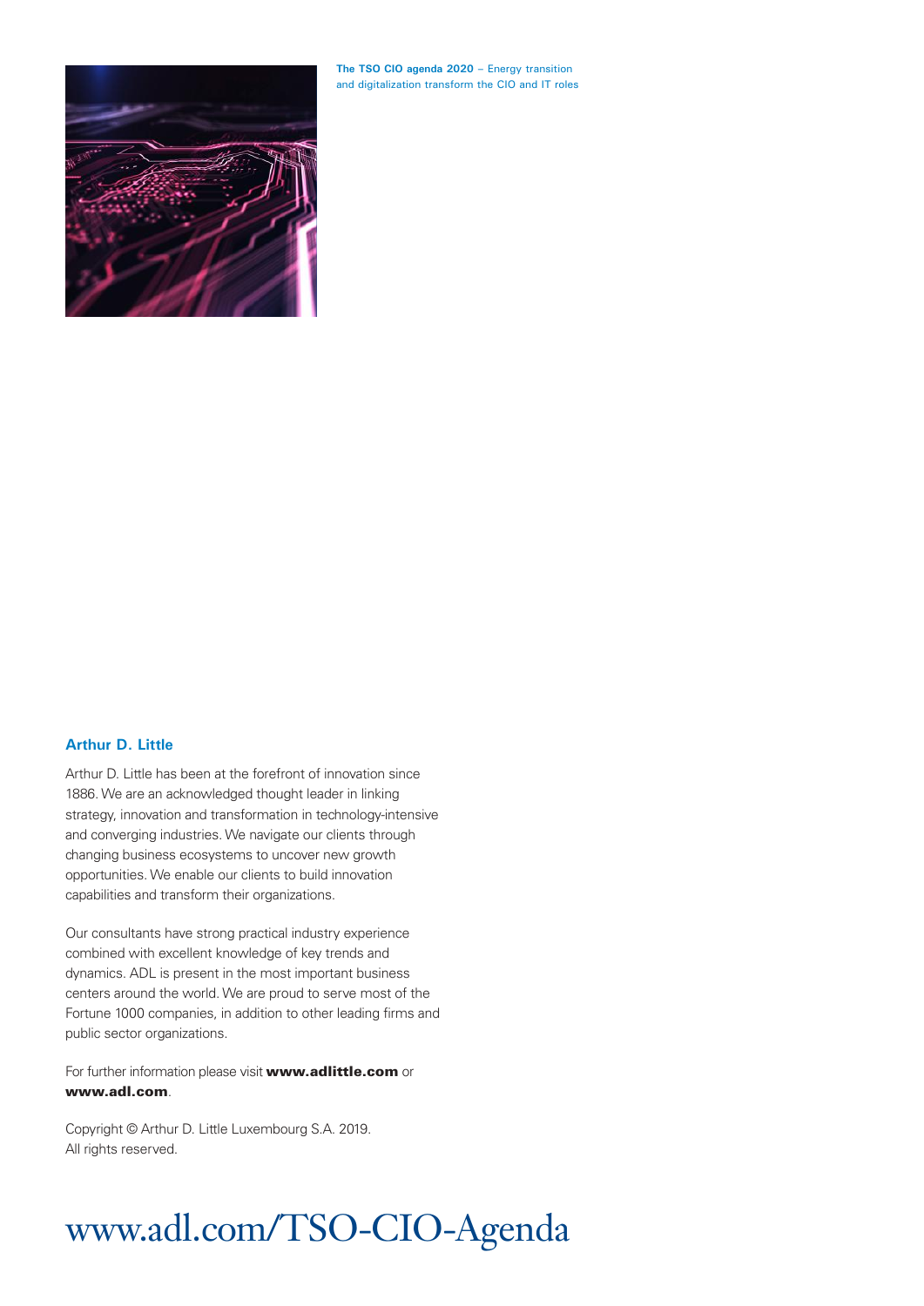**The TSO CIO agenda 2020** – Energy transition and digitalization transform the CIO and IT roles

## Arthur D. Little

Arthur D. Little has been at the forefront of innovation since 1886. We are an acknowledged thought leader in linking strategy, innovation and transformation in technology-intensive and converging industries. We navigate our clients through changing business ecosystems to uncover new growth opportunities. We enable our clients to build innovation capabilities and transform their organizations.

Our consultants have strong practical industry experience combined with excellent knowledge of key trends and dynamics. ADL is present in the most important business centers around the world. We are proud to serve most of the Fortune 1000 companies, in addition to other leading firms and public sector organizations.

For further information please visit **www.adlittle.com** or **www.adl.com**.

Copyright © Arthur D. Little Luxembourg S.A. 2019.
All rights reserved.

www.adl.com/TSO-CIO-Agenda